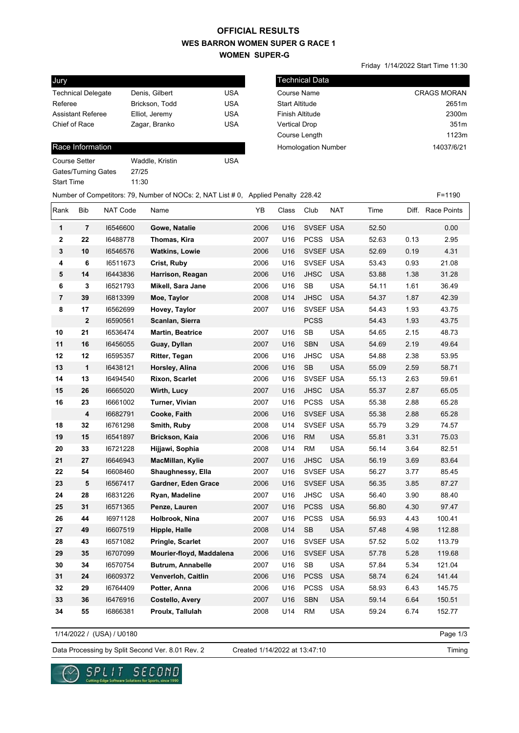# OFFICIAL RESULTS
## WES BARRON WOMEN SUPER G RACE 1
### WOMEN SUPER-G

Friday 1/14/2022 Start Time 11:30

| Jury | | |
|---|---|---|
| Technical Delegate | Denis, Gilbert | USA |
| Referee | Brickson, Todd | USA |
| Assistant Referee | Elliot, Jeremy | USA |
| Chief of Race | Zagar, Branko | USA |

| Technical Data | |
|---|---|
| Course Name | CRAGS MORAN |
| Start Altitude | 2651m |
| Finish Altitude | 2300m |
| Vertical Drop | 351m |
| Course Length | 1123m |
| Homologation Number | 14037/6/21 |

| Race Information | | |
|---|---|---|
| Course Setter | Waddle, Kristin | USA |
| Gates/Turning Gates | 27/25 | |
| Start Time | 11:30 | |

Number of Competitors: 79, Number of NOCs: 2, NAT List # 0, Applied Penalty 228.42 F=1190

| Rank | Bib | NAT Code | Name | YB | Class | Club | NAT | Time | Diff. | Race Points |
|---|---|---|---|---|---|---|---|---|---|---|
| 1 | 7 | I6546600 | **Gowe, Natalie** | 2006 | U16 | SVSEF | USA | 52.50 | | 0.00 |
| 2 | 22 | I6488778 | **Thomas, Kira** | 2007 | U16 | PCSS | USA | 52.63 | 0.13 | 2.95 |
| 3 | 10 | I6546576 | **Watkins, Lowie** | 2006 | U16 | SVSEF | USA | 52.69 | 0.19 | 4.31 |
| 4 | 6 | I6511673 | **Crist, Ruby** | 2006 | U16 | SVSEF | USA | 53.43 | 0.93 | 21.08 |
| 5 | 14 | I6443836 | **Harrison, Reagan** | 2006 | U16 | JHSC | USA | 53.88 | 1.38 | 31.28 |
| 6 | 3 | I6521793 | **Mikell, Sara Jane** | 2006 | U16 | SB | USA | 54.11 | 1.61 | 36.49 |
| 7 | 39 | I6813399 | **Moe, Taylor** | 2008 | U14 | JHSC | USA | 54.37 | 1.87 | 42.39 |
| 8 | 17 | I6562699 | **Hovey, Taylor** | 2007 | U16 | SVSEF | USA | 54.43 | 1.93 | 43.75 |
| | 2 | I6590561 | **Scanlan, Sierra** | | | PCSS | | 54.43 | 1.93 | 43.75 |
| 10 | 21 | I6536474 | **Martin, Beatrice** | 2007 | U16 | SB | USA | 54.65 | 2.15 | 48.73 |
| 11 | 16 | I6456055 | **Guay, Dyllan** | 2007 | U16 | SBN | USA | 54.69 | 2.19 | 49.64 |
| 12 | 12 | I6595357 | **Ritter, Tegan** | 2006 | U16 | JHSC | USA | 54.88 | 2.38 | 53.95 |
| 13 | 1 | I6438121 | **Horsley, Alina** | 2006 | U16 | SB | USA | 55.09 | 2.59 | 58.71 |
| 14 | 13 | I6494540 | **Rixon, Scarlet** | 2006 | U16 | SVSEF | USA | 55.13 | 2.63 | 59.61 |
| 15 | 26 | I6665020 | **Wirth, Lucy** | 2007 | U16 | JHSC | USA | 55.37 | 2.87 | 65.05 |
| 16 | 23 | I6661002 | **Turner, Vivian** | 2007 | U16 | PCSS | USA | 55.38 | 2.88 | 65.28 |
| | 4 | I6682791 | **Cooke, Faith** | 2006 | U16 | SVSEF | USA | 55.38 | 2.88 | 65.28 |
| 18 | 32 | I6761298 | **Smith, Ruby** | 2008 | U14 | SVSEF | USA | 55.79 | 3.29 | 74.57 |
| 19 | 15 | I6541897 | **Brickson, Kaia** | 2006 | U16 | RM | USA | 55.81 | 3.31 | 75.03 |
| 20 | 33 | I6721228 | **Hijjawi, Sophia** | 2008 | U14 | RM | USA | 56.14 | 3.64 | 82.51 |
| 21 | 27 | I6646943 | **MacMillan, Kylie** | 2007 | U16 | JHSC | USA | 56.19 | 3.69 | 83.64 |
| 22 | 54 | I6608460 | **Shaughnessy, Ella** | 2007 | U16 | SVSEF | USA | 56.27 | 3.77 | 85.45 |
| 23 | 5 | I6567417 | **Gardner, Eden Grace** | 2006 | U16 | SVSEF | USA | 56.35 | 3.85 | 87.27 |
| 24 | 28 | I6831226 | **Ryan, Madeline** | 2007 | U16 | JHSC | USA | 56.40 | 3.90 | 88.40 |
| 25 | 31 | I6571365 | **Penze, Lauren** | 2007 | U16 | PCSS | USA | 56.80 | 4.30 | 97.47 |
| 26 | 44 | I6971128 | **Holbrook, Nina** | 2007 | U16 | PCSS | USA | 56.93 | 4.43 | 100.41 |
| 27 | 49 | I6607519 | **Hipple, Halle** | 2008 | U14 | SB | USA | 57.48 | 4.98 | 112.88 |
| 28 | 43 | I6571082 | **Pringle, Scarlet** | 2007 | U16 | SVSEF | USA | 57.52 | 5.02 | 113.79 |
| 29 | 35 | I6707099 | **Mourier-floyd, Maddalena** | 2006 | U16 | SVSEF | USA | 57.78 | 5.28 | 119.68 |
| 30 | 34 | I6570754 | **Butrum, Annabelle** | 2007 | U16 | SB | USA | 57.84 | 5.34 | 121.04 |
| 31 | 24 | I6609372 | **Venverloh, Caitlin** | 2006 | U16 | PCSS | USA | 58.74 | 6.24 | 141.44 |
| 32 | 29 | I6764409 | **Potter, Anna** | 2006 | U16 | PCSS | USA | 58.93 | 6.43 | 145.75 |
| 33 | 36 | I6476916 | **Costello, Avery** | 2007 | U16 | SBN | USA | 59.14 | 6.64 | 150.51 |
| 34 | 55 | I6866381 | **Proulx, Tallulah** | 2008 | U14 | RM | USA | 59.24 | 6.74 | 152.77 |

1/14/2022 / (USA) / U0180

Data Processing by Split Second Ver. 8.01 Rev. 2 Created 1/14/2022 at 13:47:10 Timing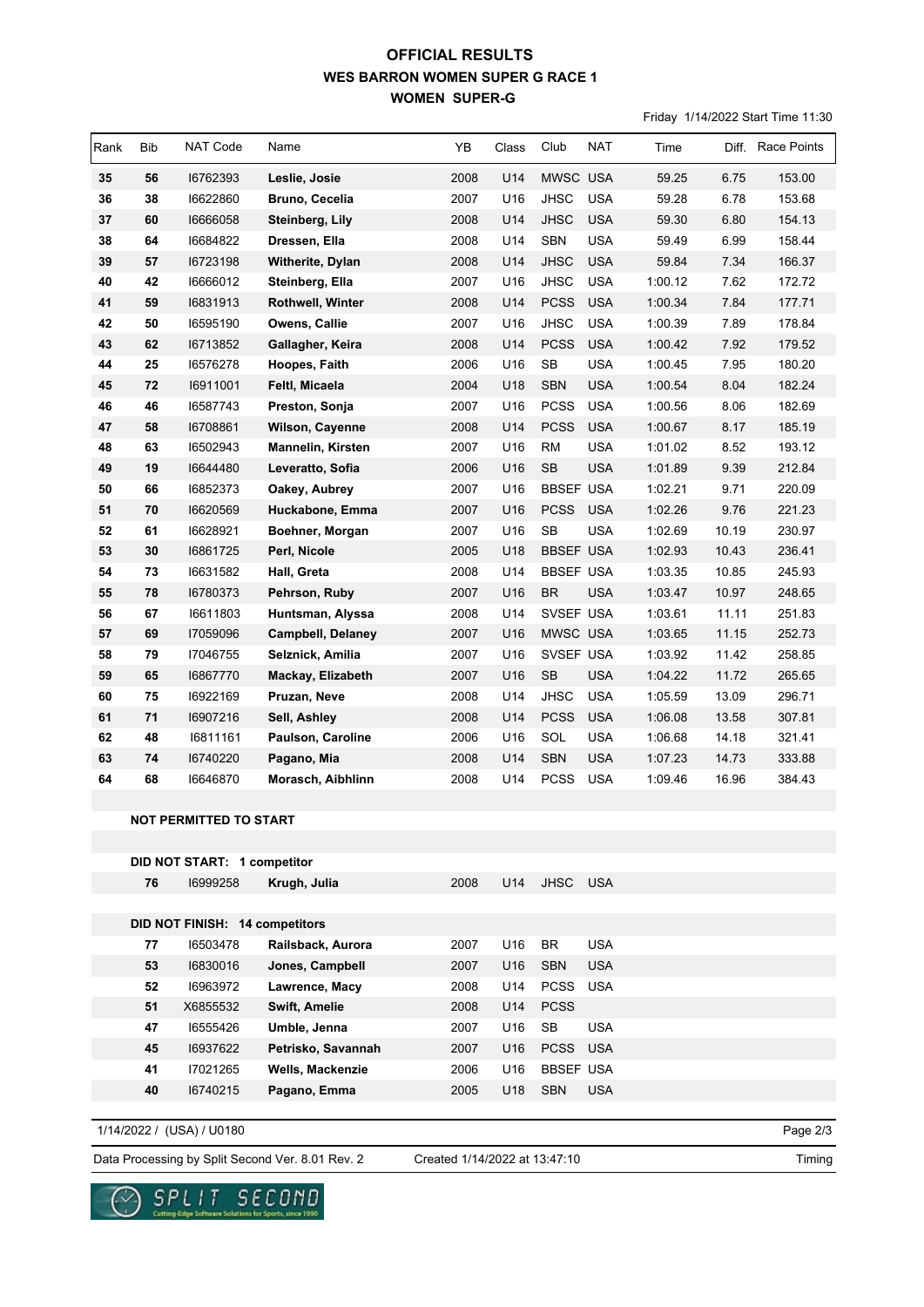# OFFICIAL RESULTS
## WES BARRON WOMEN SUPER G RACE 1
### WOMEN SUPER-G

Friday 1/14/2022 Start Time 11:30

| Rank | Bib | NAT Code | Name | YB | Class | Club | NAT | Time | Diff. | Race Points |
|---|---|---|---|---|---|---|---|---|---|---|
| 35 | 56 | I6762393 | **Leslie, Josie** | 2008 | U14 | MWSC | USA | 59.25 | 6.75 | 153.00 |
| 36 | 38 | I6622860 | **Bruno, Cecelia** | 2007 | U16 | JHSC | USA | 59.28 | 6.78 | 153.68 |
| 37 | 60 | I6666058 | **Steinberg, Lily** | 2008 | U14 | JHSC | USA | 59.30 | 6.80 | 154.13 |
| 38 | 64 | I6684822 | **Dressen, Ella** | 2008 | U14 | SBN | USA | 59.49 | 6.99 | 158.44 |
| 39 | 57 | I6723198 | **Witherite, Dylan** | 2008 | U14 | JHSC | USA | 59.84 | 7.34 | 166.37 |
| 40 | 42 | I6666012 | **Steinberg, Ella** | 2007 | U16 | JHSC | USA | 1:00.12 | 7.62 | 172.72 |
| 41 | 59 | I6831913 | **Rothwell, Winter** | 2008 | U14 | PCSS | USA | 1:00.34 | 7.84 | 177.71 |
| 42 | 50 | I6595190 | **Owens, Callie** | 2007 | U16 | JHSC | USA | 1:00.39 | 7.89 | 178.84 |
| 43 | 62 | I6713852 | **Gallagher, Keira** | 2008 | U14 | PCSS | USA | 1:00.42 | 7.92 | 179.52 |
| 44 | 25 | I6576278 | **Hoopes, Faith** | 2006 | U16 | SB | USA | 1:00.45 | 7.95 | 180.20 |
| 45 | 72 | I6911001 | **Feltl, Micaela** | 2004 | U18 | SBN | USA | 1:00.54 | 8.04 | 182.24 |
| 46 | 46 | I6587743 | **Preston, Sonja** | 2007 | U16 | PCSS | USA | 1:00.56 | 8.06 | 182.69 |
| 47 | 58 | I6708861 | **Wilson, Cayenne** | 2008 | U14 | PCSS | USA | 1:00.67 | 8.17 | 185.19 |
| 48 | 63 | I6502943 | **Mannelin, Kirsten** | 2007 | U16 | RM | USA | 1:01.02 | 8.52 | 193.12 |
| 49 | 19 | I6644480 | **Leveratto, Sofia** | 2006 | U16 | SB | USA | 1:01.89 | 9.39 | 212.84 |
| 50 | 66 | I6852373 | **Oakey, Aubrey** | 2007 | U16 | BBSEF | USA | 1:02.21 | 9.71 | 220.09 |
| 51 | 70 | I6620569 | **Huckabone, Emma** | 2007 | U16 | PCSS | USA | 1:02.26 | 9.76 | 221.23 |
| 52 | 61 | I6628921 | **Boehner, Morgan** | 2007 | U16 | SB | USA | 1:02.69 | 10.19 | 230.97 |
| 53 | 30 | I6861725 | **Perl, Nicole** | 2005 | U18 | BBSEF | USA | 1:02.93 | 10.43 | 236.41 |
| 54 | 73 | I6631582 | **Hall, Greta** | 2008 | U14 | BBSEF | USA | 1:03.35 | 10.85 | 245.93 |
| 55 | 78 | I6780373 | **Pehrson, Ruby** | 2007 | U16 | BR | USA | 1:03.47 | 10.97 | 248.65 |
| 56 | 67 | I6611803 | **Huntsman, Alyssa** | 2008 | U14 | SVSEF | USA | 1:03.61 | 11.11 | 251.83 |
| 57 | 69 | I7059096 | **Campbell, Delaney** | 2007 | U16 | MWSC | USA | 1:03.65 | 11.15 | 252.73 |
| 58 | 79 | I7046755 | **Selznick, Amilia** | 2007 | U16 | SVSEF | USA | 1:03.92 | 11.42 | 258.85 |
| 59 | 65 | I6867770 | **Mackay, Elizabeth** | 2007 | U16 | SB | USA | 1:04.22 | 11.72 | 265.65 |
| 60 | 75 | I6922169 | **Pruzan, Neve** | 2008 | U14 | JHSC | USA | 1:05.59 | 13.09 | 296.71 |
| 61 | 71 | I6907216 | **Sell, Ashley** | 2008 | U14 | PCSS | USA | 1:06.08 | 13.58 | 307.81 |
| 62 | 48 | I6811161 | **Paulson, Caroline** | 2006 | U16 | SOL | USA | 1:06.68 | 14.18 | 321.41 |
| 63 | 74 | I6740220 | **Pagano, Mia** | 2008 | U14 | SBN | USA | 1:07.23 | 14.73 | 333.88 |
| 64 | 68 | I6646870 | **Morasch, Aibhlinn** | 2008 | U14 | PCSS | USA | 1:09.46 | 16.96 | 384.43 |

**NOT PERMITTED TO START**

**DID NOT START: 1 competitor**

| Bib | NAT Code | Name | YB | Class | Club | NAT |
|---|---|---|---|---|---|---|
| 76 | I6999258 | **Krugh, Julia** | 2008 | U14 | JHSC | USA |

**DID NOT FINISH: 14 competitors**

| Bib | NAT Code | Name | YB | Class | Club | NAT |
|---|---|---|---|---|---|---|
| 77 | I6503478 | **Railsback, Aurora** | 2007 | U16 | BR | USA |
| 53 | I6830016 | **Jones, Campbell** | 2007 | U16 | SBN | USA |
| 52 | I6963972 | **Lawrence, Macy** | 2008 | U14 | PCSS | USA |
| 51 | X6855532 | **Swift, Amelie** | 2008 | U14 | PCSS | |
| 47 | I6555426 | **Umble, Jenna** | 2007 | U16 | SB | USA |
| 45 | I6937622 | **Petrisko, Savannah** | 2007 | U16 | PCSS | USA |
| 41 | I7021265 | **Wells, Mackenzie** | 2006 | U16 | BBSEF | USA |
| 40 | I6740215 | **Pagano, Emma** | 2005 | U18 | SBN | USA |

1/14/2022 / (USA) / U0180

Data Processing by Split Second Ver. 8.01 Rev. 2 Created 1/14/2022 at 13:47:10 Timing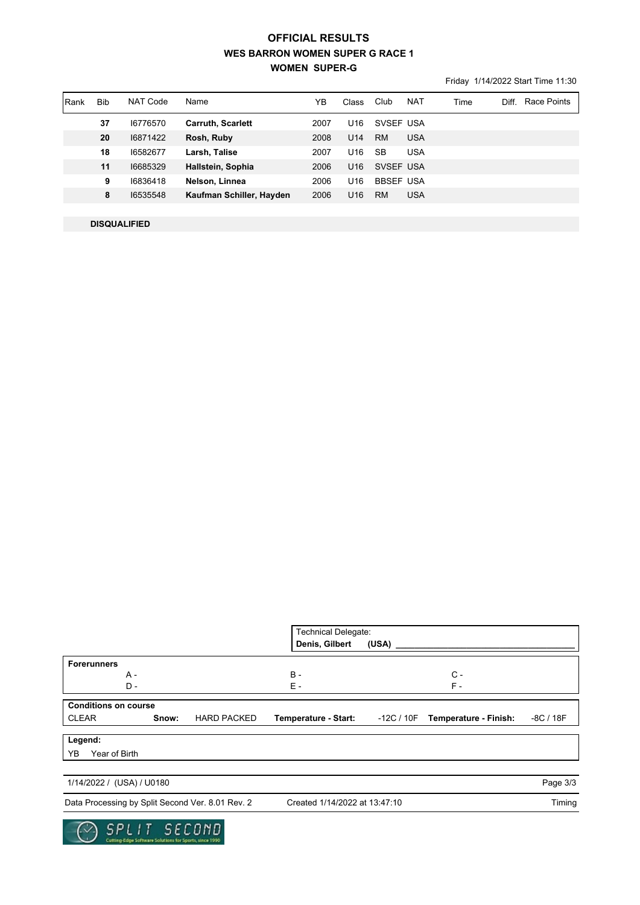# OFFICIAL RESULTS
## WES BARRON WOMEN SUPER G RACE 1
### WOMEN SUPER-G

Friday 1/14/2022 Start Time 11:30

| Rank | Bib | NAT Code | Name | YB | Class | Club | NAT | Time | Diff. | Race Points |
|---|---|---|---|---|---|---|---|---|---|---|
| | 37 | I6776570 | **Carruth, Scarlett** | 2007 | U16 | SVSEF | USA | | | |
| | 20 | I6871422 | **Rosh, Ruby** | 2008 | U14 | RM | USA | | | |
| | 18 | I6582677 | **Larsh, Talise** | 2007 | U16 | SB | USA | | | |
| | 11 | I6685329 | **Hallstein, Sophia** | 2006 | U16 | SVSEF | USA | | | |
| | 9 | I6836418 | **Nelson, Linnea** | 2006 | U16 | BBSEF | USA | | | |
| | 8 | I6535548 | **Kaufman Schiller, Hayden** | 2006 | U16 | RM | USA | | | |

**DISQUALIFIED**

Technical Delegate:
**Denis, Gilbert** **(USA)**

**Forerunners**

A -
B -
C -
D -
E -
F -

**Conditions on course**

| | | | | | | |
|---|---|---|---|---|---|---|
| CLEAR | **Snow:** | HARD PACKED | **Temperature - Start:** | -12C / 10F | **Temperature - Finish:** | -8C / 18F |

**Legend:**

YB Year of Birth

1/14/2022 / (USA) / U0180

Data Processing by Split Second Ver. 8.01 Rev. 2 Created 1/14/2022 at 13:47:10 Timing